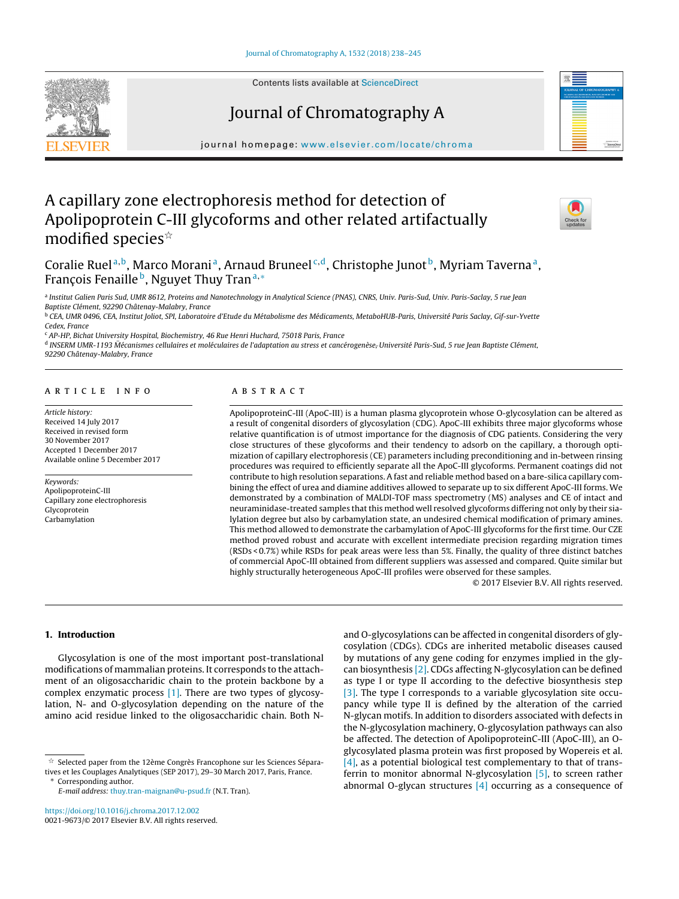// A capillary zone electrophoresis method for detection of Apolipoprotein C-III glycoforms and other related artifactually modified species☆

Coralie Ruel[a,b], Marco Morani[a], Arnaud Bruneel[c,d], Christophe Junot[b], Myriam Taverna[a], François Fenaille[b], Nguyet Thuy Tran[a,*]

[a] Institut Galien Paris Sud, UMR 8612, Proteins and Nanotechnology in Analytical Science (PNAS), CNRS, Univ. Paris-Sud, Univ. Paris-Saclay, 5 rue Jean Baptiste Clément, 92290 Châtenay-Malabry, France

[b] CEA, UMR 0496, CEA, Institut Joliot, SPI, Laboratoire d'Etude du Métabolisme des Médicaments, MetaboHUB-Paris, Université Paris Saclay, Gif-sur-Yvette Cedex, France

[c] AP-HP, Bichat University Hospital, Biochemistry, 46 Rue Henri Huchard, 75018 Paris, France

[d] INSERM UMR-1193 Mécanismes cellulaires et moléculaires de l'adaptation au stress et cancérogenèse, Université Paris-Sud, 5 rue Jean Baptiste Clément, 92290 Châtenay-Malabry, France

## ARTICLE INFO

*Article history:*
Received 14 July 2017
Received in revised form 30 November 2017
Accepted 1 December 2017
Available online 5 December 2017

*Keywords:*
ApolipoproteinC-III
Capillary zone electrophoresis
Glycoprotein
Carbamylation

## ABSTRACT

ApolipoproteinC-III (ApoC-III) is a human plasma glycoprotein whose O-glycosylation can be altered as a result of congenital disorders of glycosylation (CDG). ApoC-III exhibits three major glycoforms whose relative quantification is of utmost importance for the diagnosis of CDG patients. Considering the very close structures of these glycoforms and their tendency to adsorb on the capillary, a thorough optimization of capillary electrophoresis (CE) parameters including preconditioning and in-between rinsing procedures was required to efficiently separate all the ApoC-III glycoforms. Permanent coatings did not contribute to high resolution separations. A fast and reliable method based on a bare-silica capillary combining the effect of urea and diamine additives allowed to separate up to six different ApoC-III forms. We demonstrated by a combination of MALDI-TOF mass spectrometry (MS) analyses and CE of intact and neuraminidase-treated samples that this method well resolved glycoforms differing not only by their sialylation degree but also by carbamylation state, an undesired chemical modification of primary amines. This method allowed to demonstrate the carbamylation of ApoC-III glycoforms for the first time. Our CZE method proved robust and accurate with excellent intermediate precision regarding migration times (RSDs < 0.7%) while RSDs for peak areas were less than 5%. Finally, the quality of three distinct batches of commercial ApoC-III obtained from different suppliers was assessed and compared. Quite similar but highly structurally heterogeneous ApoC-III profiles were observed for these samples.

© 2017 Elsevier B.V. All rights reserved.

## 1. Introduction

Glycosylation is one of the most important post-translational modifications of mammalian proteins. It corresponds to the attachment of an oligosaccharidic chain to the protein backbone by a complex enzymatic process [1]. There are two types of glycosylation, N- and O-glycosylation depending on the nature of the amino acid residue linked to the oligosaccharidic chain. Both N- and O-glycosylations can be affected in congenital disorders of glycosylation (CDGs). CDGs are inherited metabolic diseases caused by mutations of any gene coding for enzymes implied in the glycan biosynthesis [2]. CDGs affecting N-glycosylation can be defined as type I or type II according to the defective biosynthesis step [3]. The type I corresponds to a variable glycosylation site occupancy while type II is defined by the alteration of the carried N-glycan motifs. In addition to disorders associated with defects in the N-glycosylation machinery, O-glycosylation pathways can also be affected. The detection of ApolipoproteinC-III (ApoC-III), an O-glycosylated plasma protein was first proposed by Wopereis et al. [4], as a potential biological test complementary to that of transferrin to monitor abnormal N-glycosylation [5], to screen rather abnormal O-glycan structures [4] occurring as a consequence of

☆ Selected paper from the 12ème Congrès Francophone sur les Sciences Séparatives et les Couplages Analytiques (SEP 2017), 29–30 March 2017, Paris, France.

\* Corresponding author.
*E-mail address:* thuy.tran-maignan@u-psud.fr (N.T. Tran).

https://doi.org/10.1016/j.chroma.2017.12.002
0021-9673/© 2017 Elsevier B.V. All rights reserved.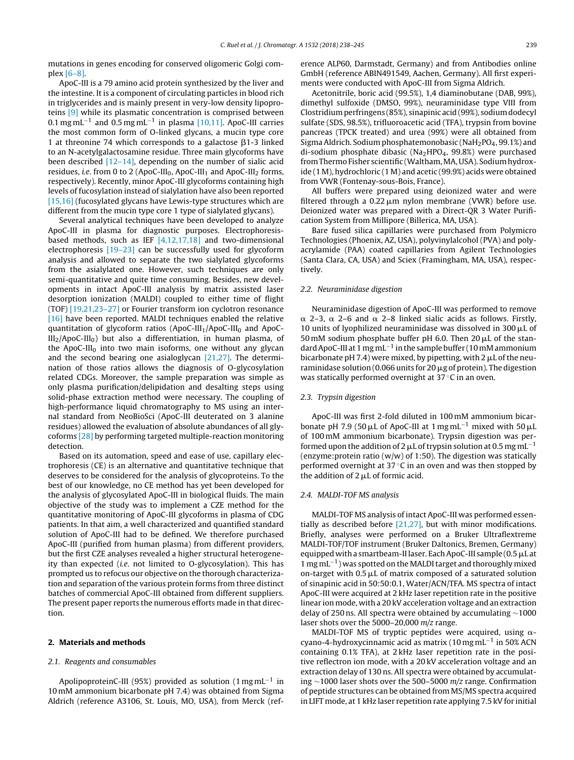mutations in genes encoding for conserved oligomeric Golgi complex [6–8].

ApoC-III is a 79 amino acid protein synthesized by the liver and the intestine. It is a component of circulating particles in blood rich in triglycerides and is mainly present in very-low density lipoproteins [9] while its plasmatic concentration is comprised between 0.1 mg $mL^{-1}$ and 0.5 mg $mL^{-1}$ in plasma [10,11]. ApoC-III carries the most common form of O-linked glycans, a mucin type core 1 at threonine 74 which corresponds to a galactose β1-3 linked to an N-acetylgalactosamine residue. Three main glycoforms have been described [12–14], depending on the number of sialic acid residues, *i.e.* from 0 to 2 (ApoC-$III_0$, ApoC-$III_1$ and ApoC-$III_2$ forms, respectively). Recently, minor ApoC-III glycoforms containing high levels of fucosylation instead of sialylation have also been reported [15,16] (fucosylated glycans have Lewis-type structures which are different from the mucin type core 1 type of sialylated glycans).

Several analytical techniques have been developed to analyze ApoC-III in plasma for diagnostic purposes. Electrophoresis-based methods, such as IEF [4,12,17,18] and two-dimensional electrophoresis [19–23] can be successfully used for glycoform analysis and allowed to separate the two sialylated glycoforms from the asialylated one. However, such techniques are only semi-quantitative and quite time consuming. Besides, new developments in intact ApoC-III analysis by matrix assisted laser desorption ionization (MALDI) coupled to either time of flight (TOF) [19,21,23–27] or Fourier transform ion cyclotron resonance [16] have been reported. MALDI techniques enabled the relative quantitation of glycoform ratios (ApoC-$III_1$/ApoC-$III_0$ and ApoC-$III_2$/ApoC-$III_0$) but also a differentiation, in human plasma, of the ApoC-$III_0$ into two main isoforms, one without any glycan and the second bearing one asialoglycan [21,27]. The determination of those ratios allows the diagnosis of O-glycosylation related CDGs. Moreover, the sample preparation was simple as only plasma purification/delipidation and desalting steps using solid-phase extraction method were necessary. The coupling of high-performance liquid chromatography to MS using an internal standard from NeoBioSci (ApoC-III deuterated on 3 alanine residues) allowed the evaluation of absolute abundances of all glycoforms [28] by performing targeted multiple-reaction monitoring detection.

Based on its automation, speed and ease of use, capillary electrophoresis (CE) is an alternative and quantitative technique that deserves to be considered for the analysis of glycoproteins. To the best of our knowledge, no CE method has yet been developed for the analysis of glycosylated ApoC-III in biological fluids. The main objective of the study was to implement a CZE method for the quantitative monitoring of ApoC-III glycoforms in plasma of CDG patients. In that aim, a well characterized and quantified standard solution of ApoC-III had to be defined. We therefore purchased ApoC-III (purified from human plasma) from different providers, but the first CZE analyses revealed a higher structural heterogeneity than expected (*i.e.* not limited to O-glycosylation). This has prompted us to refocus our objective on the thorough characterization and separation of the various protein forms from three distinct batches of commercial ApoC-III obtained from different suppliers. The present paper reports the numerous efforts made in that direction.

## 2. Materials and methods

### 2.1. Reagents and consumables

ApolipoproteinC-III (95%) provided as solution (1 mg $mL^{-1}$ in 10 mM ammonium bicarbonate pH 7.4) was obtained from Sigma Aldrich (reference A3106, St. Louis, MO, USA), from Merck (reference ALP60, Darmstadt, Germany) and from Antibodies online GmbH (reference ABIN491549, Aachen, Germany). All first experiments were conducted with ApoC-III from Sigma Aldrich.

Acetonitrile, boric acid (99.5%), 1,4 diaminobutane (DAB, 99%), dimethyl sulfoxide (DMSO, 99%), neuraminidase type VIII from Clostridium perfringens (85%), sinapinic acid (99%), sodium dodecyl sulfate (SDS, 98.5%), trifluoroacetic acid (TFA), trypsin from bovine pancreas (TPCK treated) and urea (99%) were all obtained from Sigma Aldrich. Sodium phosphatemonobasic ($NaH_2PO_4$, 99.1%) and di-sodium phosphate dibasic ($Na_2HPO_4$, 99.8%) were purchased from Thermo Fisher scientific (Waltham, MA, USA). Sodium hydroxide (1 M), hydrochloric (1 M) and acetic (99.9%) acids were obtained from VWR (Fontenay-sous-Bois, France).

All buffers were prepared using deionized water and were filtered through a 0.22 μm nylon membrane (VWR) before use. Deionized water was prepared with a Direct-QR 3 Water Purification System from Millipore (Billerica, MA, USA).

Bare fused silica capillaries were purchased from Polymicro Technologies (Phoenix, AZ, USA), polyvinylalcohol (PVA) and polyacrylamide (PAA) coated capillaries from Agilent Technologies (Santa Clara, CA, USA) and Sciex (Framingham, MA, USA), respectively.

### 2.2. Neuraminidase digestion

Neuraminidase digestion of ApoC-III was performed to remove α 2–3, α 2–6 and α 2–8 linked sialic acids as follows. Firstly, 10 units of lyophilized neuraminidase was dissolved in 300 μL of 50 mM sodium phosphate buffer pH 6.0. Then 20 μL of the standard ApoC-III at 1 mg $mL^{-1}$ in the sample buffer (10 mM ammonium bicarbonate pH 7.4) were mixed, by pipetting, with 2 μL of the neuraminidase solution (0.066 units for 20 μg of protein). The digestion was statically performed overnight at 37 °C in an oven.

### 2.3. Trypsin digestion

ApoC-III was first 2-fold diluted in 100 mM ammonium bicarbonate pH 7.9 (50 μL of ApoC-III at 1 mg $mL^{-1}$ mixed with 50 μL of 100 mM ammonium bicarbonate). Trypsin digestion was performed upon the addition of 2 μL of trypsin solution at 0.5 mg $mL^{-1}$ (enzyme:protein ratio (w/w) of 1:50). The digestion was statically performed overnight at 37 °C in an oven and was then stopped by the addition of 2 μL of formic acid.

### 2.4. MALDI-TOF MS analysis

MALDI-TOF MS analysis of intact ApoC-III was performed essentially as described before [21,27], but with minor modifications. Briefly, analyses were performed on a Bruker Ultraflextreme MALDI-TOF/TOF instrument (Bruker Daltonics, Bremen, Germany) equipped with a smartbeam-II laser. Each ApoC-III sample (0.5 μL at 1 mg $mL^{-1}$) was spotted on the MALDI target and thoroughly mixed on-target with 0.5 μL of matrix composed of a saturated solution of sinapinic acid in 50:50:0.1, Water/ACN/TFA. MS spectra of intact ApoC-III were acquired at 2 kHz laser repetition rate in the positive linear ion mode, with a 20 kV acceleration voltage and an extraction delay of 250 ns. All spectra were obtained by accumulating ~1000 laser shots over the 5000–20,000 *m/z* range.

MALDI-TOF MS of tryptic peptides were acquired, using α-cyano-4-hydroxycinnamic acid as matrix (10 mg $mL^{-1}$ in 50% ACN containing 0.1% TFA), at 2 kHz laser repetition rate in the positive reflectron ion mode, with a 20 kV acceleration voltage and an extraction delay of 130 ns. All spectra were obtained by accumulating ~1000 laser shots over the 500–5000 *m/z* range. Confirmation of peptide structures can be obtained from MS/MS spectra acquired in LIFT mode, at 1 kHz laser repetition rate applying 7.5 kV for initial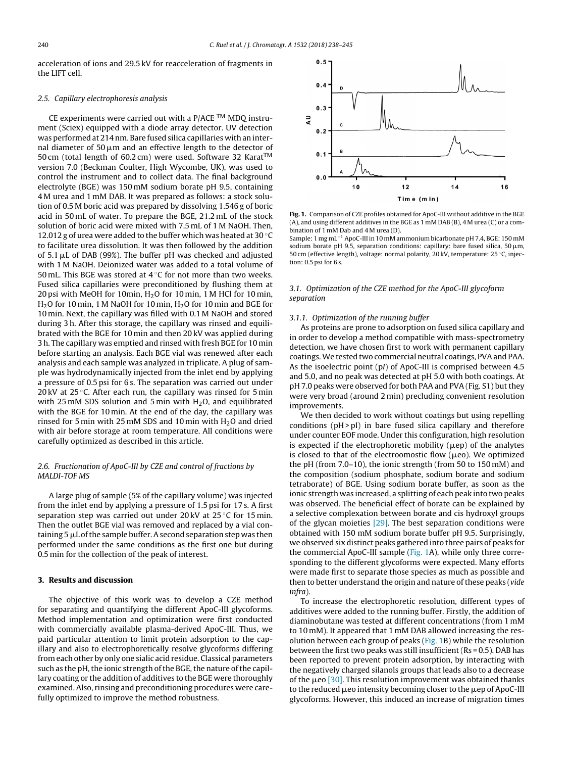acceleration of ions and 29.5 kV for reacceleration of fragments in the LIFT cell.

### 2.5. Capillary electrophoresis analysis

CE experiments were carried out with a P/ACE ™ MDQ instrument (Sciex) equipped with a diode array detector. UV detection was performed at 214 nm. Bare fused silica capillaries with an internal diameter of 50 μm and an effective length to the detector of 50 cm (total length of 60.2 cm) were used. Software 32 Karat™ version 7.0 (Beckman Coulter, High Wycombe, UK), was used to control the instrument and to collect data. The final background electrolyte (BGE) was 150 mM sodium borate pH 9.5, containing 4 M urea and 1 mM DAB. It was prepared as follows: a stock solution of 0.5 M boric acid was prepared by dissolving 1.546 g of boric acid in 50 mL of water. To prepare the BGE, 21.2 mL of the stock solution of boric acid were mixed with 7.5 mL of 1 M NaOH. Then, 12.012 g of urea were added to the buffer which was heated at 30 °C to facilitate urea dissolution. It was then followed by the addition of 5.1 μL of DAB (99%). The buffer pH was checked and adjusted with 1 M NaOH. Deionized water was added to a total volume of 50 mL. This BGE was stored at 4 °C for not more than two weeks. Fused silica capillaries were preconditioned by flushing them at 20 psi with MeOH for 10 min, $H_2O$ for 10 min, 1 M HCl for 10 min, $H_2O$ for 10 min, 1 M NaOH for 10 min, $H_2O$ for 10 min and BGE for 10 min. Next, the capillary was filled with 0.1 M NaOH and stored during 3 h. After this storage, the capillary was rinsed and equilibrated with the BGE for 10 min and then 20 kV was applied during 3 h. The capillary was emptied and rinsed with fresh BGE for 10 min before starting an analysis. Each BGE vial was renewed after each analysis and each sample was analyzed in triplicate. A plug of sample was hydrodynamically injected from the inlet end by applying a pressure of 0.5 psi for 6 s. The separation was carried out under 20 kV at 25 °C. After each run, the capillary was rinsed for 5 min with 25 mM SDS solution and 5 min with $H_2O$, and equilibrated with the BGE for 10 min. At the end of the day, the capillary was rinsed for 5 min with 25 mM SDS and 10 min with $H_2O$ and dried with air before storage at room temperature. All conditions were carefully optimized as described in this article.

### 2.6. Fractionation of ApoC-III by CZE and control of fractions by MALDI-TOF MS

A large plug of sample (5% of the capillary volume) was injected from the inlet end by applying a pressure of 1.5 psi for 17 s. A first separation step was carried out under 20 kV at 25 °C for 15 min. Then the outlet BGE vial was removed and replaced by a vial containing 5 μL of the sample buffer. A second separation step was then performed under the same conditions as the first one but during 0.5 min for the collection of the peak of interest.

## 3. Results and discussion

The objective of this work was to develop a CZE method for separating and quantifying the different ApoC-III glycoforms. Method implementation and optimization were first conducted with commercially available plasma-derived ApoC-III. Thus, we paid particular attention to limit protein adsorption to the capillary and also to electrophoretically resolve glycoforms differing from each other by only one sialic acid residue. Classical parameters such as the pH, the ionic strength of the BGE, the nature of the capillary coating or the addition of additives to the BGE were thoroughly examined. Also, rinsing and preconditioning procedures were carefully optimized to improve the method robustness.

**Fig. 1.** Comparison of CZE profiles obtained for ApoC-III without additive in the BGE (A), and using different additives in the BGE as 1 mM DAB (B), 4 M urea (C) or a combination of 1 mM Dab and 4 M urea (D).
Sample: 1 mg mL$^{-1}$ ApoC-III in 10 mM ammonium bicarbonate pH 7.4, BGE: 150 mM sodium borate pH 9.5, separation conditions: capillary: bare fused silica, 50 μm, 50 cm (effective length), voltage: normal polarity, 20 kV, temperature: 25 °C, injection: 0.5 psi for 6 s.

### 3.1. Optimization of the CZE method for the ApoC-III glycoform separation

#### 3.1.1. Optimization of the running buffer

As proteins are prone to adsorption on fused silica capillary and in order to develop a method compatible with mass-spectrometry detection, we have chosen first to work with permanent capillary coatings. We tested two commercial neutral coatings, PVA and PAA. As the isoelectric point (p*I*) of ApoC-III is comprised between 4.5 and 5.0, and no peak was detected at pH 5.0 with both coatings. At pH 7.0 peaks were observed for both PAA and PVA (Fig. S1) but they were very broad (around 2 min) precluding convenient resolution improvements.

We then decided to work without coatings but using repelling conditions (pH > p*I*) in bare fused silica capillary and therefore under counter EOF mode. Under this configuration, high resolution is expected if the electrophoretic mobility (μep) of the analytes is closed to that of the electroosmotic flow (μeo). We optimized the pH (from 7.0–10), the ionic strength (from 50 to 150 mM) and the composition (sodium phosphate, sodium borate and sodium tetraborate) of BGE. Using sodium borate buffer, as soon as the ionic strength was increased, a splitting of each peak into two peaks was observed. The beneficial effect of borate can be explained by a selective complexation between borate and cis hydroxyl groups of the glycan moieties [29]. The best separation conditions were obtained with 150 mM sodium borate buffer pH 9.5. Surprisingly, we observed six distinct peaks gathered into three pairs of peaks for the commercial ApoC-III sample (Fig. 1A), while only three corresponding to the different glycoforms were expected. Many efforts were made first to separate those species as much as possible and then to better understand the origin and nature of these peaks (*vide infra*).

To increase the electrophoretic resolution, different types of additives were added to the running buffer. Firstly, the addition of diaminobutane was tested at different concentrations (from 1 mM to 10 mM). It appeared that 1 mM DAB allowed increasing the resolution between each group of peaks (Fig. 1B) while the resolution between the first two peaks was still insufficient (Rs = 0.5). DAB has been reported to prevent protein adsorption, by interacting with the negatively charged silanols groups that leads also to a decrease of the μeo [30]. This resolution improvement was obtained thanks to the reduced μeo intensity becoming closer to the μep of ApoC-III glycoforms. However, this induced an increase of migration times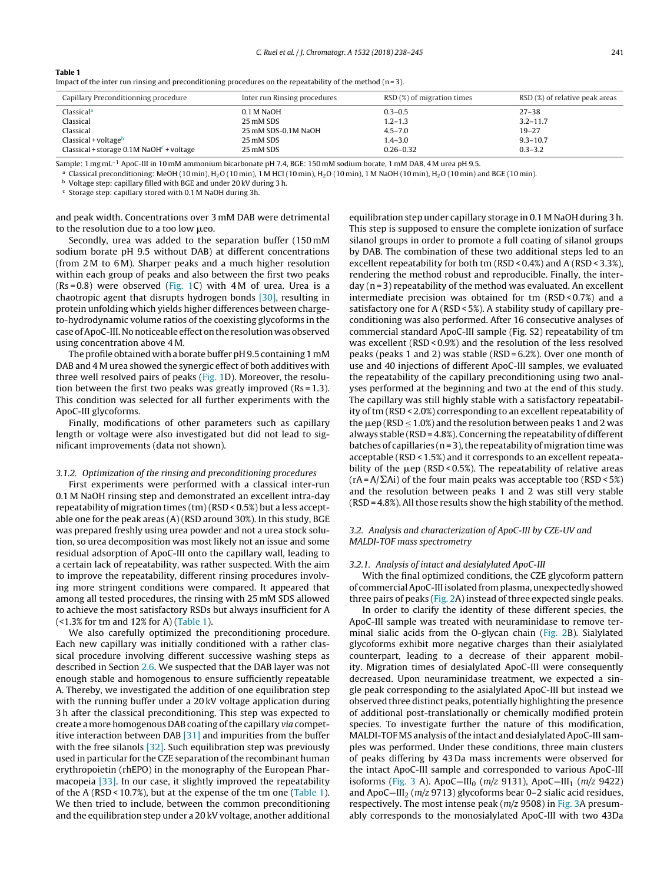**Table 1**
Impact of the inter run rinsing and preconditioning procedures on the repeatability of the method (n = 3).

| Capillary Preconditionning procedure | Inter run Rinsing procedures | RSD (%) of migration times | RSD (%) of relative peak areas |
|---|---|---|---|
| Classical[a] | 0.1 M NaOH | 0.3–0.5 | 27–38 |
| Classical | 25 mM SDS | 1.2–1.3 | 3.2–11.7 |
| Classical | 25 mM SDS-0.1M NaOH | 4.5–7.0 | 19–27 |
| Classical + voltage[b] | 25 mM SDS | 1.4–3.0 | 9.3–10.7 |
| Classical + storage 0.1M NaOH[c] + voltage | 25 mM SDS | 0.26–0.32 | 0.3–3.2 |

Sample: 1 mg mL$^{-1}$ ApoC-III in 10 mM ammonium bicarbonate pH 7.4, BGE: 150 mM sodium borate, 1 mM DAB, 4 M urea pH 9.5.

[a] Classical preconditioning: MeOH (10 min), $H_2O$ (10 min), 1 M HCl (10 min), $H_2O$ (10 min), 1 M NaOH (10 min), $H_2O$ (10 min) and BGE (10 min).

[b] Voltage step: capillary filled with BGE and under 20 kV during 3 h.

[c] Storage step: capillary stored with 0.1 M NaOH during 3h.

and peak width. Concentrations over 3 mM DAB were detrimental to the resolution due to a too low μeo.

Secondly, urea was added to the separation buffer (150 mM sodium borate pH 9.5 without DAB) at different concentrations (from 2 M to 6 M). Sharper peaks and a much higher resolution within each group of peaks and also between the first two peaks (Rs = 0.8) were observed (Fig. 1C) with 4 M of urea. Urea is a chaotropic agent that disrupts hydrogen bonds [30], resulting in protein unfolding which yields higher differences between charge-to-hydrodynamic volume ratios of the coexisting glycoforms in the case of ApoC-III. No noticeable effect on the resolution was observed using concentration above 4 M.

The profile obtained with a borate buffer pH 9.5 containing 1 mM DAB and 4 M urea showed the synergic effect of both additives with three well resolved pairs of peaks (Fig. 1D). Moreover, the resolution between the first two peaks was greatly improved (Rs = 1.3). This condition was selected for all further experiments with the ApoC-III glycoforms.

Finally, modifications of other parameters such as capillary length or voltage were also investigated but did not lead to significant improvements (data not shown).

#### 3.1.2. Optimization of the rinsing and preconditioning procedures

First experiments were performed with a classical inter-run 0.1 M NaOH rinsing step and demonstrated an excellent intra-day repeatability of migration times (tm) (RSD < 0.5%) but a less acceptable one for the peak areas (A) (RSD around 30%). In this study, BGE was prepared freshly using urea powder and not a urea stock solution, so urea decomposition was most likely not an issue and some residual adsorption of ApoC-III onto the capillary wall, leading to a certain lack of repeatability, was rather suspected. With the aim to improve the repeatability, different rinsing procedures involving more stringent conditions were compared. It appeared that among all tested procedures, the rinsing with 25 mM SDS allowed to achieve the most satisfactory RSDs but always insufficient for A (<1.3% for tm and 12% for A) (Table 1).

We also carefully optimized the preconditioning procedure. Each new capillary was initially conditioned with a rather classical procedure involving different successive washing steps as described in Section 2.6. We suspected that the DAB layer was not enough stable and homogenous to ensure sufficiently repeatable A. Thereby, we investigated the addition of one equilibration step with the running buffer under a 20 kV voltage application during 3 h after the classical preconditioning. This step was expected to create a more homogenous DAB coating of the capillary *via* competitive interaction between DAB [31] and impurities from the buffer with the free silanols [32]. Such equilibration step was previously used in particular for the CZE separation of the recombinant human erythropoietin (rhEPO) in the monography of the European Pharmacopeia [33]. In our case, it slightly improved the repeatability of the A (RSD < 10.7%), but at the expense of the tm one (Table 1). We then tried to include, between the common preconditioning and the equilibration step under a 20 kV voltage, another additional equilibration step under capillary storage in 0.1 M NaOH during 3 h. This step is supposed to ensure the complete ionization of surface silanol groups in order to promote a full coating of silanol groups by DAB. The combination of these two additional steps led to an excellent repeatability for both tm (RSD < 0.4%) and A (RSD < 3.3%), rendering the method robust and reproducible. Finally, the inter-day (n = 3) repeatability of the method was evaluated. An excellent intermediate precision was obtained for tm (RSD < 0.7%) and a satisfactory one for A (RSD < 5%). A stability study of capillary preconditioning was also performed. After 16 consecutive analyses of commercial standard ApoC-III sample (Fig. S2) repeatability of tm was excellent (RSD < 0.9%) and the resolution of the less resolved peaks (peaks 1 and 2) was stable (RSD = 6.2%). Over one month of use and 40 injections of different ApoC-III samples, we evaluated the repeatability of the capillary preconditioning using two analyses performed at the beginning and two at the end of this study. The capillary was still highly stable with a satisfactory repeatability of tm (RSD < 2.0%) corresponding to an excellent repeatability of the μep (RSD ≤ 1.0%) and the resolution between peaks 1 and 2 was always stable (RSD = 4.8%). Concerning the repeatability of different batches of capillaries (n = 3), the repeatability of migration time was acceptable (RSD < 1.5%) and it corresponds to an excellent repeatability of the μep (RSD < 0.5%). The repeatability of relative areas ($rA = A/\Sigma Ai$) of the four main peaks was acceptable too (RSD < 5%) and the resolution between peaks 1 and 2 was still very stable (RSD = 4.8%). All those results show the high stability of the method.

## 3.2. Analysis and characterization of ApoC-III by CZE-UV and MALDI-TOF mass spectrometry

#### 3.2.1. Analysis of intact and desialylated ApoC-III

With the final optimized conditions, the CZE glycoform pattern of commercial ApoC-III isolated from plasma, unexpectedly showed three pairs of peaks (Fig. 2A) instead of three expected single peaks.

In order to clarify the identity of these different species, the ApoC-III sample was treated with neuraminidase to remove terminal sialic acids from the O-glycan chain (Fig. 2B). Sialylated glycoforms exhibit more negative charges than their asialylated counterpart, leading to a decrease of their apparent mobility. Migration times of desialylated ApoC-III were consequently decreased. Upon neuraminidase treatment, we expected a single peak corresponding to the asialylated ApoC-III but instead we observed three distinct peaks, potentially highlighting the presence of additional post-translationally or chemically modified protein species. To investigate further the nature of this modification, MALDI-TOF MS analysis of the intact and desialylated ApoC-III samples was performed. Under these conditions, three main clusters of peaks differing by 43 Da mass increments were observed for the intact ApoC-III sample and corresponded to various ApoC-III isoforms (Fig. 3 A). ApoC−$III_0$ (*m/z* 9131), ApoC−$III_1$ (*m/z* 9422) and ApoC−$III_2$ (*m/z* 9713) glycoforms bear 0–2 sialic acid residues, respectively. The most intense peak (*m/z* 9508) in Fig. 3A presumably corresponds to the monosialylated ApoC-III with two 43Da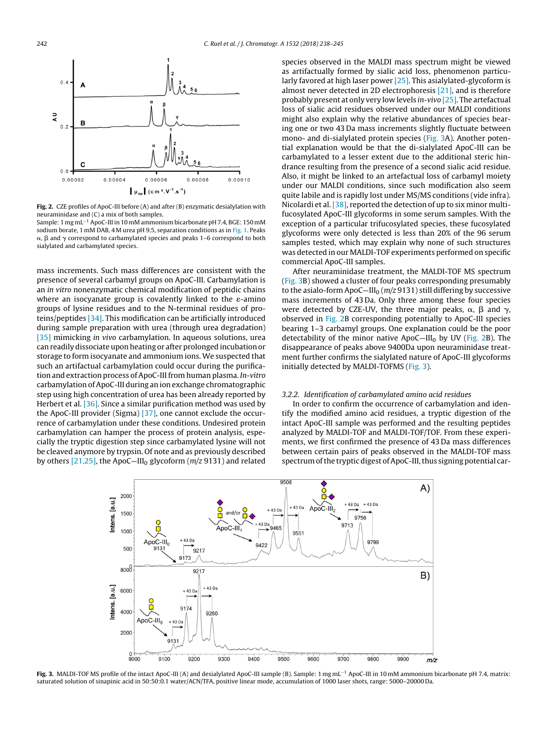**Fig. 2.** CZE profiles of ApoC-III before (A) and after (B) enzymatic desialylation with neuraminidase and (C) a mix of both samples.
Sample: 1 mg mL$^{-1}$ ApoC-III in 10 mM ammonium bicarbonate pH 7.4, BGE: 150 mM sodium borate, 1 mM DAB, 4 M urea pH 9.5, separation conditions as in Fig. 1. Peaks α, β and γ correspond to carbamylated species and peaks 1–6 correspond to both sialylated and carbamylated species.

mass increments. Such mass differences are consistent with the presence of several carbamyl groups on ApoC-III. Carbamylation is an *in vitro* nonenzymatic chemical modification of peptidic chains where an isocyanate group is covalently linked to the ε-amino groups of lysine residues and to the N-terminal residues of proteins/peptides [34]. This modification can be artificially introduced during sample preparation with urea (through urea degradation) [35] mimicking *in vivo* carbamylation. In aqueous solutions, urea can readily dissociate upon heating or after prolonged incubation or storage to form isocyanate and ammonium ions. We suspected that such an artifactual carbamylation could occur during the purification and extraction process of ApoC-III from human plasma. *In-vitro* carbamylation of ApoC-III during an ion exchange chromatographic step using high concentration of urea has been already reported by Herbert et al. [36]. Since a similar purification method was used by the ApoC-III provider (Sigma) [37], one cannot exclude the occurrence of carbamylation under these conditions. Undesired protein carbamylation can hamper the process of protein analysis, especially the tryptic digestion step since carbamylated lysine will not be cleaved anymore by trypsin. Of note and as previously described by others [21,25], the ApoC—III$_0$ glycoform (*m/z* 9131) and related species observed in the MALDI mass spectrum might be viewed as artifactually formed by sialic acid loss, phenomenon particularly favored at high laser power [25]. This asialylated-glycoform is almost never detected in 2D electrophoresis [21], and is therefore probably present at only very low levels *in-vivo* [25]. The artefactual loss of sialic acid residues observed under our MALDI conditions might also explain why the relative abundances of species bearing one or two 43 Da mass increments slightly fluctuate between mono- and di-sialylated protein species (Fig. 3A). Another potential explanation would be that the di-sialylated ApoC-III can be carbamylated to a lesser extent due to the additional steric hindrance resulting from the presence of a second sialic acid residue. Also, it might be linked to an artefactual loss of carbamyl moiety under our MALDI conditions, since such modification also seem quite labile and is rapidly lost under MS/MS conditions (vide infra). Nicolardi et al. [38], reported the detection of up to six minor multi-fucosylated ApoC-III glycoforms in some serum samples. With the exception of a particular trifucosylated species, these fucosylated glycoforms were only detected is less than 20% of the 96 serum samples tested, which may explain why none of such structures was detected in our MALDI-TOF experiments performed on specific commercial ApoC-III samples.

After neuraminidase treatment, the MALDI-TOF MS spectrum (Fig. 3B) showed a cluster of four peaks corresponding presumably to the asialo-form ApoC—III$_0$ (*m/z* 9131) still differing by successive mass increments of 43 Da. Only three among these four species were detected by CZE-UV, the three major peaks, α, β and γ, observed in Fig. 2B corresponding potentially to ApoC-III species bearing 1–3 carbamyl groups. One explanation could be the poor detectability of the minor native ApoC—III$_0$ by UV (Fig. 2B). The disappearance of peaks above 9400Da upon neuraminidase treatment further confirms the sialylated nature of ApoC-III glycoforms initially detected by MALDI-TOFMS (Fig. 3).

### 3.2.2. Identification of carbamylated amino acid residues

In order to confirm the occurrence of carbamylation and identify the modified amino acid residues, a tryptic digestion of the intact ApoC-III sample was performed and the resulting peptides analyzed by MALDI-TOF and MALDI-TOF/TOF. From these experiments, we first confirmed the presence of 43 Da mass differences between certain pairs of peaks observed in the MALDI-TOF mass spectrum of the tryptic digest of ApoC-III, thus signing potential car-

**Fig. 3.** MALDI-TOF MS profile of the intact ApoC-III (A) and desialylated ApoC-III sample (B). Sample: 1 mg mL$^{-1}$ ApoC-III in 10 mM ammonium bicarbonate pH 7.4, matrix: saturated solution of sinapinic acid in 50:50:0.1 water/ACN/TFA, positive linear mode, accumulation of 1000 laser shots, range: 5000–20000 Da.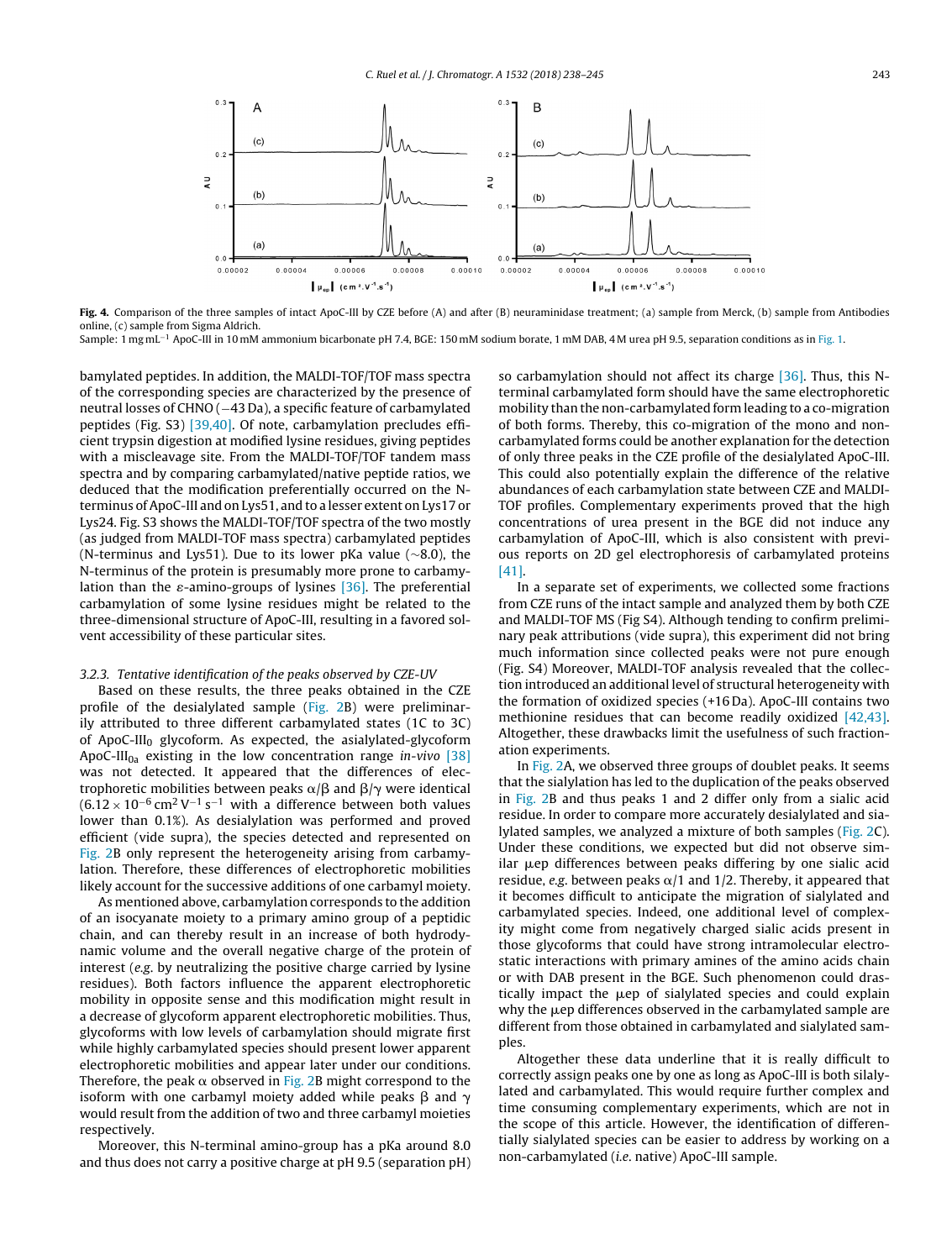**Fig. 4.** Comparison of the three samples of intact ApoC-III by CZE before (A) and after (B) neuraminidase treatment; (a) sample from Merck, (b) sample from Antibodies online, (c) sample from Sigma Aldrich.

Sample: 1 mg $mL^{-1}$ ApoC-III in 10 mM ammonium bicarbonate pH 7.4, BGE: 150 mM sodium borate, 1 mM DAB, 4 M urea pH 9.5, separation conditions as in Fig. 1.

bamylated peptides. In addition, the MALDI-TOF/TOF mass spectra of the corresponding species are characterized by the presence of neutral losses of CHNO (−43 Da), a specific feature of carbamylated peptides (Fig. S3) [39,40]. Of note, carbamylation precludes efficient trypsin digestion at modified lysine residues, giving peptides with a miscleavage site. From the MALDI-TOF/TOF tandem mass spectra and by comparing carbamylated/native peptide ratios, we deduced that the modification preferentially occurred on the N-terminus of ApoC-III and on Lys51, and to a lesser extent on Lys17 or Lys24. Fig. S3 shows the MALDI-TOF/TOF spectra of the two mostly (as judged from MALDI-TOF mass spectra) carbamylated peptides (N-terminus and Lys51). Due to its lower pKa value (~8.0), the N-terminus of the protein is presumably more prone to carbamylation than the $\varepsilon$-amino-groups of lysines [36]. The preferential carbamylation of some lysine residues might be related to the three-dimensional structure of ApoC-III, resulting in a favored solvent accessibility of these particular sites.

### 3.2.3. Tentative identification of the peaks observed by CZE-UV

Based on these results, the three peaks obtained in the CZE profile of the desialylated sample (Fig. 2B) were preliminarily attributed to three different carbamylated states (1C to 3C) of $ApoC\text{-}III_0$ glycoform. As expected, the asialylated-glycoform $ApoC\text{-}III_{0a}$ existing in the low concentration range *in-vivo* [38] was not detected. It appeared that the differences of electrophoretic mobilities between peaks α/β and β/γ were identical ($6.12 \times 10^{-6}\,cm^2\,V^{-1}\,s^{-1}$ with a difference between both values lower than 0.1%). As desialylation was performed and proved efficient (vide supra), the species detected and represented on Fig. 2B only represent the heterogeneity arising from carbamylation. Therefore, these differences of electrophoretic mobilities likely account for the successive additions of one carbamyl moiety.

As mentioned above, carbamylation corresponds to the addition of an isocyanate moiety to a primary amino group of a peptidic chain, and can thereby result in an increase of both hydrodynamic volume and the overall negative charge of the protein of interest (*e.g.* by neutralizing the positive charge carried by lysine residues). Both factors influence the apparent electrophoretic mobility in opposite sense and this modification might result in a decrease of glycoform apparent electrophoretic mobilities. Thus, glycoforms with low levels of carbamylation should migrate first while highly carbamylated species should present lower apparent electrophoretic mobilities and appear later under our conditions. Therefore, the peak α observed in Fig. 2B might correspond to the isoform with one carbamyl moiety added while peaks β and γ would result from the addition of two and three carbamyl moieties respectively.

Moreover, this N-terminal amino-group has a pKa around 8.0 and thus does not carry a positive charge at pH 9.5 (separation pH) so carbamylation should not affect its charge [36]. Thus, this N-terminal carbamylated form should have the same electrophoretic mobility than the non-carbamylated form leading to a co-migration of both forms. Thereby, this co-migration of the mono and non-carbamylated forms could be another explanation for the detection of only three peaks in the CZE profile of the desialylated ApoC-III. This could also potentially explain the difference of the relative abundances of each carbamylation state between CZE and MALDI-TOF profiles. Complementary experiments proved that the high concentrations of urea present in the BGE did not induce any carbamylation of ApoC-III, which is also consistent with previous reports on 2D gel electrophoresis of carbamylated proteins [41].

In a separate set of experiments, we collected some fractions from CZE runs of the intact sample and analyzed them by both CZE and MALDI-TOF MS (Fig S4). Although tending to confirm preliminary peak attributions (vide supra), this experiment did not bring much information since collected peaks were not pure enough (Fig. S4) Moreover, MALDI-TOF analysis revealed that the collection introduced an additional level of structural heterogeneity with the formation of oxidized species (+16 Da). ApoC-III contains two methionine residues that can become readily oxidized [42,43]. Altogether, these drawbacks limit the usefulness of such fractionation experiments.

In Fig. 2A, we observed three groups of doublet peaks. It seems that the sialylation has led to the duplication of the peaks observed in Fig. 2B and thus peaks 1 and 2 differ only from a sialic acid residue. In order to compare more accurately desialylated and sialylated samples, we analyzed a mixture of both samples (Fig. 2C). Under these conditions, we expected but did not observe similar μep differences between peaks differing by one sialic acid residue, *e.g.* between peaks α/1 and 1/2. Thereby, it appeared that it becomes difficult to anticipate the migration of sialylated and carbamylated species. Indeed, one additional level of complexity might come from negatively charged sialic acids present in those glycoforms that could have strong intramolecular electrostatic interactions with primary amines of the amino acids chain or with DAB present in the BGE. Such phenomenon could drastically impact the μep of sialylated species and could explain why the μep differences observed in the carbamylated sample are different from those obtained in carbamylated and sialylated samples.

Altogether these data underline that it is really difficult to correctly assign peaks one by one as long as ApoC-III is both sialylated and carbamylated. This would require further complex and time consuming complementary experiments, which are not in the scope of this article. However, the identification of differentially sialylated species can be easier to address by working on a non-carbamylated (*i.e.* native) ApoC-III sample.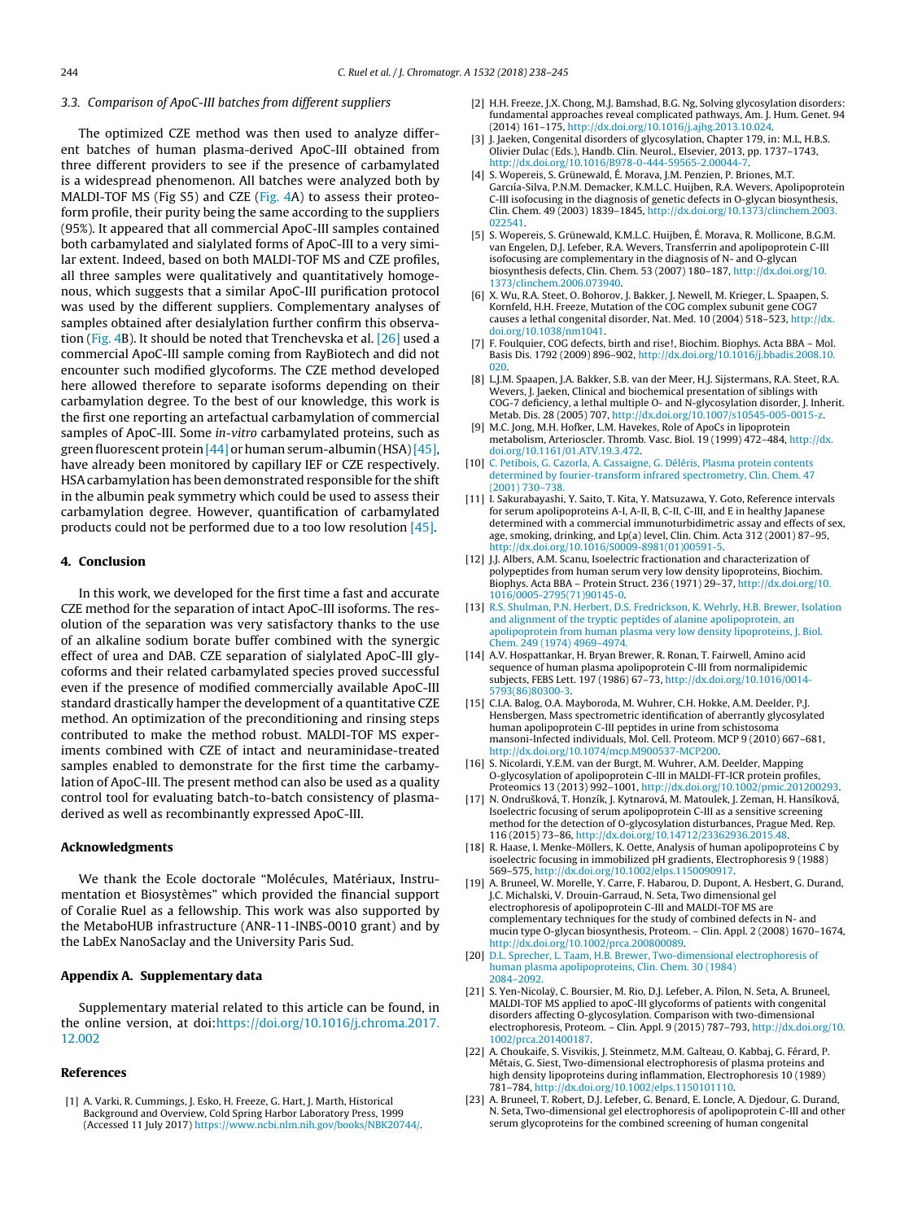### 3.3. Comparison of ApoC-III batches from different suppliers

The optimized CZE method was then used to analyze different batches of human plasma-derived ApoC-III obtained from three different providers to see if the presence of carbamylated is a widespread phenomenon. All batches were analyzed both by MALDI-TOF MS (Fig S5) and CZE (Fig. 4A) to assess their proteoform profile, their purity being the same according to the suppliers (95%). It appeared that all commercial ApoC-III samples contained both carbamylated and sialylated forms of ApoC-III to a very similar extent. Indeed, based on both MALDI-TOF MS and CZE profiles, all three samples were qualitatively and quantitatively homogenous, which suggests that a similar ApoC-III purification protocol was used by the different suppliers. Complementary analyses of samples obtained after desialylation further confirm this observation (Fig. 4B). It should be noted that Trenchevska et al. [26] used a commercial ApoC-III sample coming from RayBiotech and did not encounter such modified glycoforms. The CZE method developed here allowed therefore to separate isoforms depending on their carbamylation degree. To the best of our knowledge, this work is the first one reporting an artefactual carbamylation of commercial samples of ApoC-III. Some *in-vitro* carbamylated proteins, such as green fluorescent protein [44] or human serum-albumin (HSA) [45], have already been monitored by capillary IEF or CZE respectively. HSA carbamylation has been demonstrated responsible for the shift in the albumin peak symmetry which could be used to assess their carbamylation degree. However, quantification of carbamylated products could not be performed due to a too low resolution [45].

## 4. Conclusion

In this work, we developed for the first time a fast and accurate CZE method for the separation of intact ApoC-III isoforms. The resolution of the separation was very satisfactory thanks to the use of an alkaline sodium borate buffer combined with the synergic effect of urea and DAB. CZE separation of sialylated ApoC-III glycoforms and their related carbamylated species proved successful even if the presence of modified commercially available ApoC-III standard drastically hamper the development of a quantitative CZE method. An optimization of the preconditioning and rinsing steps contributed to make the method robust. MALDI-TOF MS experiments combined with CZE of intact and neuraminidase-treated samples enabled to demonstrate for the first time the carbamylation of ApoC-III. The present method can also be used as a quality control tool for evaluating batch-to-batch consistency of plasma-derived as well as recombinantly expressed ApoC-III.

## Acknowledgments

We thank the Ecole doctorale "Molécules, Matériaux, Instrumentation et Biosystèmes" which provided the financial support of Coralie Ruel as a fellowship. This work was also supported by the MetaboHUB infrastructure (ANR-11-INBS-0010 grant) and by the LabEx NanoSaclay and the University Paris Sud.

## Appendix A. Supplementary data

Supplementary material related to this article can be found, in the online version, at doi:https://doi.org/10.1016/j.chroma.2017.12.002

## References

[1] A. Varki, R. Cummings, J. Esko, H. Freeze, G. Hart, J. Marth, Historical Background and Overview, Cold Spring Harbor Laboratory Press, 1999 (Accessed 11 July 2017) https://www.ncbi.nlm.nih.gov/books/NBK20744/.

[2] H.H. Freeze, J.X. Chong, M.J. Bamshad, B.G. Ng, Solving glycosylation disorders: fundamental approaches reveal complicated pathways, Am. J. Hum. Genet. 94 (2014) 161–175, http://dx.doi.org/10.1016/j.ajhg.2013.10.024.

[3] J. Jaeken, Congenital disorders of glycosylation, Chapter 179, in: M.L, H.B.S. Olivier Dulac (Eds.), Handb. Clin. Neurol., Elsevier, 2013, pp. 1737–1743, http://dx.doi.org/10.1016/B978-0-444-59565-2.00044-7.

[4] S. Wopereis, S. Grünewald, É. Morava, J.M. Penzien, P. Briones, M.T. García-Silva, P.N.M. Demacker, K.M.L.C. Huijben, R.A. Wevers, Apolipoprotein C-III isofocusing in the diagnosis of genetic defects in O-glycan biosynthesis, Clin. Chem. 49 (2003) 1839–1845, http://dx.doi.org/10.1373/clinchem.2003.022541.

[5] S. Wopereis, S. Grünewald, K.M.L.C. Huijben, É. Morava, R. Mollicone, B.G.M. van Engelen, D.J. Lefeber, R.A. Wevers, Transferrin and apolipoprotein C-III isofocusing are complementary in the diagnosis of N- and O-glycan biosynthesis defects, Clin. Chem. 53 (2007) 180–187, http://dx.doi.org/10.1373/clinchem.2006.073940.

[6] X. Wu, R.A. Steet, O. Bohorov, J. Bakker, J. Newell, M. Krieger, L. Spaapen, S. Kornfeld, H.H. Freeze, Mutation of the COG complex subunit gene COG7 causes a lethal congenital disorder, Nat. Med. 10 (2004) 518–523, http://dx.doi.org/10.1038/nm1041.

[7] F. Foulquier, COG defects, birth and rise!, Biochim. Biophys. Acta BBA – Mol. Basis Dis. 1792 (2009) 896–902, http://dx.doi.org/10.1016/j.bbadis.2008.10.020.

[8] L.J.M. Spaapen, J.A. Bakker, S.B. van der Meer, H.J. Sijstermans, R.A. Steet, R.A. Wevers, J. Jaeken, Clinical and biochemical presentation of siblings with COG-7 deficiency, a lethal multiple O- and N-glycosylation disorder, J. Inherit. Metab. Dis. 28 (2005) 707, http://dx.doi.org/10.1007/s10545-005-0015-z.

[9] M.C. Jong, M.H. Hofker, L.M. Havekes, Role of ApoCs in lipoprotein metabolism, Arterioscler. Thromb. Vasc. Biol. 19 (1999) 472–484, http://dx.doi.org/10.1161/01.ATV.19.3.472.

[10] C. Petibois, G. Cazorla, A. Cassaigne, G. Déléris, Plasma protein contents determined by fourier-transform infrared spectrometry, Clin. Chem. 47 (2001) 730–738.

[11] I. Sakurabayashi, Y. Saito, T. Kita, Y. Matsuzawa, Y. Goto, Reference intervals for serum apolipoproteins A-I, A-II, B, C-II, C-III, and E in healthy Japanese determined with a commercial immunoturbidimetric assay and effects of sex, age, smoking, drinking, and Lp(a) level, Clin. Chim. Acta 312 (2001) 87–95, http://dx.doi.org/10.1016/S0009-8981(01)00591-5.

[12] J.J. Albers, A.M. Scanu, Isoelectric fractionation and characterization of polypeptides from human serum very low density lipoproteins, Biochim. Biophys. Acta BBA – Protein Struct. 236 (1971) 29–37, http://dx.doi.org/10.1016/0005-2795(71)90145-0.

[13] R.S. Shulman, P.N. Herbert, D.S. Fredrickson, K. Wehrly, H.B. Brewer, Isolation and alignment of the tryptic peptides of alanine apolipoprotein, an apolipoprotein from human plasma very low density lipoproteins, J. Biol. Chem. 249 (1974) 4969–4974.

[14] A.V. Hospattankar, H. Bryan Brewer, R. Ronan, T. Fairwell, Amino acid sequence of human plasma apolipoprotein C-III from normalipidemic subjects, FEBS Lett. 197 (1986) 67–73, http://dx.doi.org/10.1016/0014-5793(86)80300-3.

[15] C.I.A. Balog, O.A. Mayboroda, M. Wuhrer, C.H. Hokke, A.M. Deelder, P.J. Hensbergen, Mass spectrometric identification of aberrantly glycosylated human apolipoprotein C-III peptides in urine from schistosoma mansoni-Infected individuals, Mol. Cell. Proteom. MCP 9 (2010) 667–681, http://dx.doi.org/10.1074/mcp.M900537-MCP200.

[16] S. Nicolardi, Y.E.M. van der Burgt, M. Wuhrer, A.M. Deelder, Mapping O-glycosylation of apolipoprotein C-III in MALDI-FT-ICR protein profiles, Proteomics 13 (2013) 992–1001, http://dx.doi.org/10.1002/pmic.201200293.

[17] N. Ondrušková, T. Honzík, J. Kytnarová, M. Matoulek, J. Zeman, H. Hansíková, Isoelectric focusing of serum apolipoprotein C-III as a sensitive screening method for the detection of O-glycosylation disturbances, Prague Med. Rep. 116 (2015) 73–86, http://dx.doi.org/10.14712/23362936.2015.48.

[18] R. Haase, I. Menke-Möllers, K. Oette, Analysis of human apolipoproteins C by isoelectric focusing in immobilized pH gradients, Electrophoresis 9 (1988) 569–575, http://dx.doi.org/10.1002/elps.1150090917.

[19] A. Bruneel, W. Morelle, Y. Carre, F. Habarou, D. Dupont, A. Hesbert, G. Durand, J.C. Michalski, V. Drouin-Garraud, N. Seta, Two dimensional gel electrophoresis of apolipoprotein C-III and MALDI-TOF MS are complementary techniques for the study of combined defects in N- and mucin type O-glycan biosynthesis, Proteom. – Clin. Appl. 2 (2008) 1670–1674, http://dx.doi.org/10.1002/prca.200800089.

[20] D.L. Sprecher, L. Taam, H.B. Brewer, Two-dimensional electrophoresis of human plasma apolipoproteins, Clin. Chem. 30 (1984) 2084–2092.

[21] S. Yen-Nicolaÿ, C. Boursier, M. Rio, D.J. Lefeber, A. Pilon, N. Seta, A. Bruneel, MALDI-TOF MS applied to apoC-III glycoforms of patients with congenital disorders affecting O-glycosylation. Comparison with two-dimensional electrophoresis, Proteom. – Clin. Appl. 9 (2015) 787–793, http://dx.doi.org/10.1002/prca.201400187.

[22] A. Choukaife, S. Visvikis, J. Steinmetz, M.M. Galteau, O. Kabbaj, G. Férard, P. Métais, G. Siest, Two-dimensional electrophoresis of plasma proteins and high density lipoproteins during inflammation, Electrophoresis 10 (1989) 781–784, http://dx.doi.org/10.1002/elps.1150101110.

[23] A. Bruneel, T. Robert, D.J. Lefeber, G. Benard, E. Loncle, A. Djedour, G. Durand, N. Seta, Two-dimensional gel electrophoresis of apolipoprotein C-III and other serum glycoproteins for the combined screening of human congenital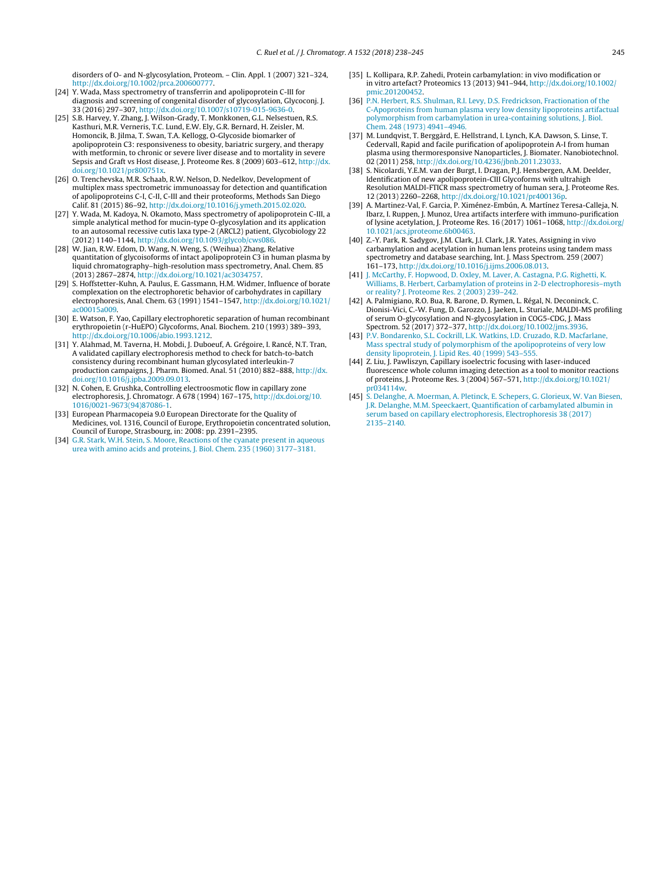disorders of O- and N-glycosylation, Proteom. – Clin. Appl. 1 (2007) 321–324, http://dx.doi.org/10.1002/prca.200600777.

[24] Y. Wada, Mass spectrometry of transferrin and apolipoprotein C-III for diagnosis and screening of congenital disorder of glycosylation, Glycoconj. J. 33 (2016) 297–307, http://dx.doi.org/10.1007/s10719-015-9636-0.

[25] S.B. Harvey, Y. Zhang, J. Wilson-Grady, T. Monkkonen, G.L. Nelsestuen, R.S. Kasthuri, M.R. Verneris, T.C. Lund, E.W. Ely, G.R. Bernard, H. Zeisler, M. Homoncik, B. Jilma, T. Swan, T.A. Kellogg, O-Glycoside biomarker of apolipoprotein C3: responsiveness to obesity, bariatric surgery, and therapy with metformin, to chronic or severe liver disease and to mortality in severe Sepsis and Graft vs Host disease, J. Proteome Res. 8 (2009) 603–612, http://dx.doi.org/10.1021/pr800751x.

[26] O. Trenchevska, M.R. Schaab, R.W. Nelson, D. Nedelkov, Development of multiplex mass spectrometric immunoassay for detection and quantification of apolipoproteins C-I, C-II, C-III and their proteoforms, Methods San Diego Calif. 81 (2015) 86–92, http://dx.doi.org/10.1016/j.ymeth.2015.02.020.

[27] Y. Wada, M. Kadoya, N. Okamoto, Mass spectrometry of apolipoprotein C-III, a simple analytical method for mucin-type O-glycosylation and its application to an autosomal recessive cutis laxa type-2 (ARCL2) patient, Glycobiology 22 (2012) 1140–1144, http://dx.doi.org/10.1093/glycob/cws086.

[28] W. Jian, R.W. Edom, D. Wang, N. Weng, S. (Weihua) Zhang, Relative quantitation of glycoisoforms of intact apolipoprotein C3 in human plasma by liquid chromatography–high-resolution mass spectrometry, Anal. Chem. 85 (2013) 2867–2874, http://dx.doi.org/10.1021/ac3034757.

[29] S. Hoffstetter-Kuhn, A. Paulus, E. Gassmann, H.M. Widmer, Influence of borate complexation on the electrophoretic behavior of carbohydrates in capillary electrophoresis, Anal. Chem. 63 (1991) 1541–1547, http://dx.doi.org/10.1021/ac00015a009.

[30] E. Watson, F. Yao, Capillary electrophoretic separation of human recombinant erythropoietin (r-HuEPO) Glycoforms, Anal. Biochem. 210 (1993) 389–393, http://dx.doi.org/10.1006/abio.1993.1212.

[31] Y. Alahmad, M. Taverna, H. Mobdi, J. Duboeuf, A. Grégoire, I. Rancé, N.T. Tran, A validated capillary electrophoresis method to check for batch-to-batch consistency during recombinant human glycosylated interleukin-7 production campaigns, J. Pharm. Biomed. Anal. 51 (2010) 882–888, http://dx.doi.org/10.1016/j.jpba.2009.09.013.

[32] N. Cohen, E. Grushka, Controlling electroosmotic flow in capillary zone electrophoresis, J. Chromatogr. A 678 (1994) 167–175, http://dx.doi.org/10.1016/0021-9673(94)87086-1.

[33] European Pharmacopeia 9.0 European Directorate for the Quality of Medicines, vol. 1316, Council of Europe, Erythropoietin concentrated solution, Council of Europe, Strasbourg, in: 2008: pp. 2391–2395.

[34] G.R. Stark, W.H. Stein, S. Moore, Reactions of the cyanate present in aqueous urea with amino acids and proteins, J. Biol. Chem. 235 (1960) 3177–3181.

[35] L. Kollipara, R.P. Zahedi, Protein carbamylation: in vivo modification or in vitro artefact? Proteomics 13 (2013) 941–944, http://dx.doi.org/10.1002/pmic.201200452.

[36] P.N. Herbert, R.S. Shulman, R.I. Levy, D.S. Fredrickson, Fractionation of the C-Apoproteins from human plasma very low density lipoproteins artifactual polymorphism from carbamylation in urea-containing solutions, J. Biol. Chem. 248 (1973) 4941–4946.

[37] M. Lundqvist, T. Berggård, E. Hellstrand, I. Lynch, K.A. Dawson, S. Linse, T. Cedervall, Rapid and facile purification of apolipoprotein A-I from human plasma using thermoresponsive Nanoparticles, J. Biomater. Nanobiotechnol. 02 (2011) 258, http://dx.doi.org/10.4236/jbnb.2011.23033.

[38] S. Nicolardi, Y.E.M. van der Burgt, I. Dragan, P.J. Hensbergen, A.M. Deelder, Identification of new apolipoprotein-CIII Glycoforms with ultrahigh Resolution MALDI-FTICR mass spectrometry of human sera, J. Proteome Res. 12 (2013) 2260–2268, http://dx.doi.org/10.1021/pr400136p.

[39] A. Martinez-Val, F. Garcia, P. Ximénez-Embún, A. Martínez Teresa-Calleja, N. Ibarz, I. Ruppen, J. Munoz, Urea artifacts interfere with immuno-purification of lysine acetylation, J. Proteome Res. 16 (2017) 1061–1068, http://dx.doi.org/10.1021/acs.jproteome.6b00463.

[40] Z.-Y. Park, R. Sadygov, J.M. Clark, J.I. Clark, J.R. Yates, Assigning in vivo carbamylation and acetylation in human lens proteins using tandem mass spectrometry and database searching, Int. J. Mass Spectrom. 259 (2007) 161–173, http://dx.doi.org/10.1016/j.ijms.2006.08.013.

[41] J. McCarthy, F. Hopwood, D. Oxley, M. Laver, A. Castagna, P.G. Righetti, K. Williams, B. Herbert, Carbamylation of proteins in 2-D electrophoresis–myth or reality? J. Proteome Res. 2 (2003) 239–242.

[42] A. Palmigiano, R.O. Bua, R. Barone, D. Rymen, L. Régal, N. Deconinck, C. Dionisi-Vici, C.-W. Fung, D. Garozzo, J. Jaeken, L. Sturiale, MALDI-MS profiling of serum O-glycosylation and N-glycosylation in COG5-CDG, J. Mass Spectrom. 52 (2017) 372–377, http://dx.doi.org/10.1002/jms.3936.

[43] P.V. Bondarenko, S.L. Cockrill, L.K. Watkins, I.D. Cruzado, R.D. Macfarlane, Mass spectral study of polymorphism of the apolipoproteins of very low density lipoprotein, J. Lipid Res. 40 (1999) 543–555.

[44] Z. Liu, J. Pawliszyn, Capillary isoelectric focusing with laser-induced fluorescence whole column imaging detection as a tool to monitor reactions of proteins, J. Proteome Res. 3 (2004) 567–571, http://dx.doi.org/10.1021/pr034114w.

[45] S. Delanghe, A. Moerman, A. Pletinck, E. Schepers, G. Glorieux, W. Van Biesen, J.R. Delanghe, M.M. Speeckaert, Quantification of carbamylated albumin in serum based on capillary electrophoresis, Electrophoresis 38 (2017) 2135–2140.